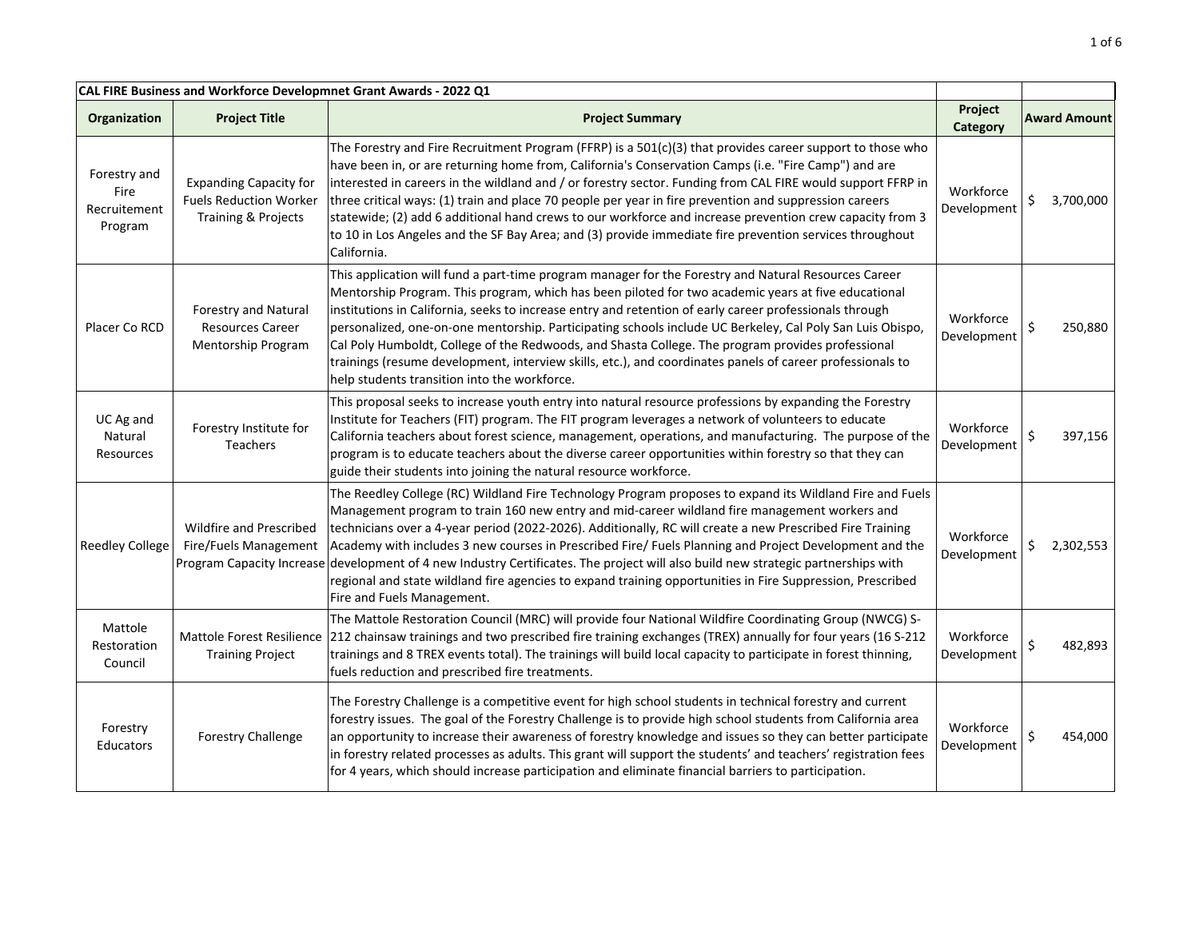| CAL FIRE Business and Workforce Developmnet Grant Awards - 2022 Q1 | | | | |
|---|---|---|---|---|
| **Organization** | **Project Title** | **Project Summary** | **Project Category** | **Award Amount** |
| Forestry and Fire Recruitement Program | Expanding Capacity for Fuels Reduction Worker Training & Projects | The Forestry and Fire Recruitment Program (FFRP) is a 501(c)(3) that provides career support to those who have been in, or are returning home from, California's Conservation Camps (i.e. "Fire Camp") and are interested in careers in the wildland and / or forestry sector. Funding from CAL FIRE would support FFRP in three critical ways: (1) train and place 70 people per year in fire prevention and suppression careers statewide; (2) add 6 additional hand crews to our workforce and increase prevention crew capacity from 3 to 10 in Los Angeles and the SF Bay Area; and (3) provide immediate fire prevention services throughout California. | Workforce Development | $ 3,700,000 |
| Placer Co RCD | Forestry and Natural Resources Career Mentorship Program | This application will fund a part-time program manager for the Forestry and Natural Resources Career Mentorship Program. This program, which has been piloted for two academic years at five educational institutions in California, seeks to increase entry and retention of early career professionals through personalized, one-on-one mentorship. Participating schools include UC Berkeley, Cal Poly San Luis Obispo, Cal Poly Humboldt, College of the Redwoods, and Shasta College. The program provides professional trainings (resume development, interview skills, etc.), and coordinates panels of career professionals to help students transition into the workforce. | Workforce Development | $ 250,880 |
| UC Ag and Natural Resources | Forestry Institute for Teachers | This proposal seeks to increase youth entry into natural resource professions by expanding the Forestry Institute for Teachers (FIT) program. The FIT program leverages a network of volunteers to educate California teachers about forest science, management, operations, and manufacturing. The purpose of the program is to educate teachers about the diverse career opportunities within forestry so that they can guide their students into joining the natural resource workforce. | Workforce Development | $ 397,156 |
| Reedley College | Wildfire and Prescribed Fire/Fuels Management Program Capacity Increase | The Reedley College (RC) Wildland Fire Technology Program proposes to expand its Wildland Fire and Fuels Management program to train 160 new entry and mid-career wildland fire management workers and technicians over a 4-year period (2022-2026). Additionally, RC will create a new Prescribed Fire Training Academy with includes 3 new courses in Prescribed Fire/ Fuels Planning and Project Development and the development of 4 new Industry Certificates. The project will also build new strategic partnerships with regional and state wildland fire agencies to expand training opportunities in Fire Suppression, Prescribed Fire and Fuels Management. | Workforce Development | $ 2,302,553 |
| Mattole Restoration Council | Mattole Forest Resilience Training Project | The Mattole Restoration Council (MRC) will provide four National Wildfire Coordinating Group (NWCG) S-212 chainsaw trainings and two prescribed fire training exchanges (TREX) annually for four years (16 S-212 trainings and 8 TREX events total). The trainings will build local capacity to participate in forest thinning, fuels reduction and prescribed fire treatments. | Workforce Development | $ 482,893 |
| Forestry Educators | Forestry Challenge | The Forestry Challenge is a competitive event for high school students in technical forestry and current forestry issues. The goal of the Forestry Challenge is to provide high school students from California area an opportunity to increase their awareness of forestry knowledge and issues so they can better participate in forestry related processes as adults. This grant will support the students' and teachers' registration fees for 4 years, which should increase participation and eliminate financial barriers to participation. | Workforce Development | $ 454,000 |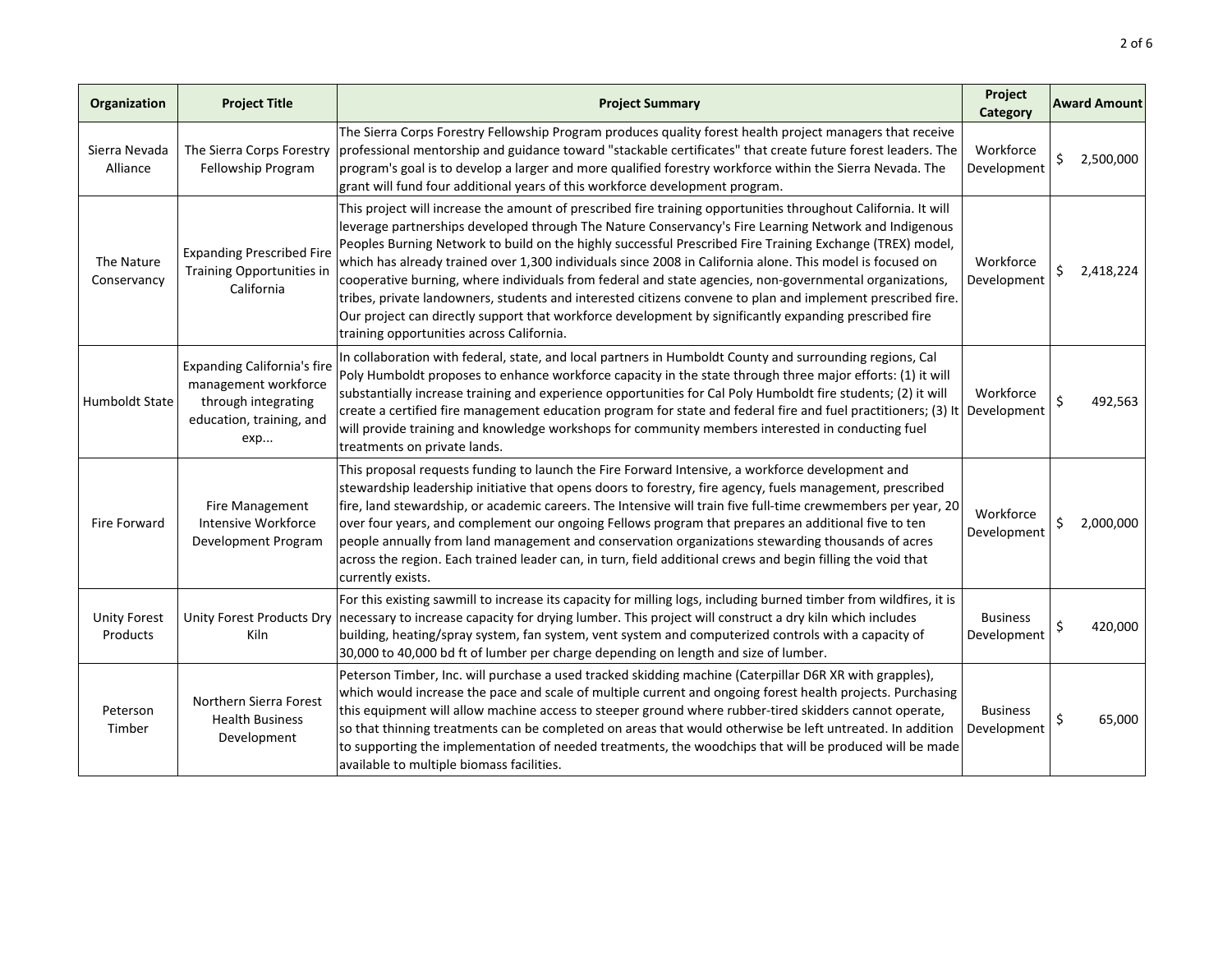| Organization | Project Title | Project Summary | Project Category | Award Amount |
|---|---|---|---|---|
| Sierra Nevada Alliance | The Sierra Corps Forestry Fellowship Program | The Sierra Corps Forestry Fellowship Program produces quality forest health project managers that receive professional mentorship and guidance toward "stackable certificates" that create future forest leaders. The program's goal is to develop a larger and more qualified forestry workforce within the Sierra Nevada. The grant will fund four additional years of this workforce development program. | Workforce Development | $ 2,500,000 |
| The Nature Conservancy | Expanding Prescribed Fire Training Opportunities in California | This project will increase the amount of prescribed fire training opportunities throughout California. It will leverage partnerships developed through The Nature Conservancy's Fire Learning Network and Indigenous Peoples Burning Network to build on the highly successful Prescribed Fire Training Exchange (TREX) model, which has already trained over 1,300 individuals since 2008 in California alone. This model is focused on cooperative burning, where individuals from federal and state agencies, non-governmental organizations, tribes, private landowners, students and interested citizens convene to plan and implement prescribed fire. Our project can directly support that workforce development by significantly expanding prescribed fire training opportunities across California. | Workforce Development | $ 2,418,224 |
| Humboldt State | Expanding California's fire management workforce through integrating education, training, and exp... | In collaboration with federal, state, and local partners in Humboldt County and surrounding regions, Cal Poly Humboldt proposes to enhance workforce capacity in the state through three major efforts: (1) it will substantially increase training and experience opportunities for Cal Poly Humboldt fire students; (2) it will create a certified fire management education program for state and federal fire and fuel practitioners; (3) It will provide training and knowledge workshops for community members interested in conducting fuel treatments on private lands. | Workforce Development | $ 492,563 |
| Fire Forward | Fire Management Intensive Workforce Development Program | This proposal requests funding to launch the Fire Forward Intensive, a workforce development and stewardship leadership initiative that opens doors to forestry, fire agency, fuels management, prescribed fire, land stewardship, or academic careers. The Intensive will train five full-time crewmembers per year, 20 over four years, and complement our ongoing Fellows program that prepares an additional five to ten people annually from land management and conservation organizations stewarding thousands of acres across the region. Each trained leader can, in turn, field additional crews and begin filling the void that currently exists. | Workforce Development | $ 2,000,000 |
| Unity Forest Products | Unity Forest Products Dry Kiln | For this existing sawmill to increase its capacity for milling logs, including burned timber from wildfires, it is necessary to increase capacity for drying lumber. This project will construct a dry kiln which includes building, heating/spray system, fan system, vent system and computerized controls with a capacity of 30,000 to 40,000 bd ft of lumber per charge depending on length and size of lumber. | Business Development | $ 420,000 |
| Peterson Timber | Northern Sierra Forest Health Business Development | Peterson Timber, Inc. will purchase a used tracked skidding machine (Caterpillar D6R XR with grapples), which would increase the pace and scale of multiple current and ongoing forest health projects. Purchasing this equipment will allow machine access to steeper ground where rubber-tired skidders cannot operate, so that thinning treatments can be completed on areas that would otherwise be left untreated. In addition to supporting the implementation of needed treatments, the woodchips that will be produced will be made available to multiple biomass facilities. | Business Development | $ 65,000 |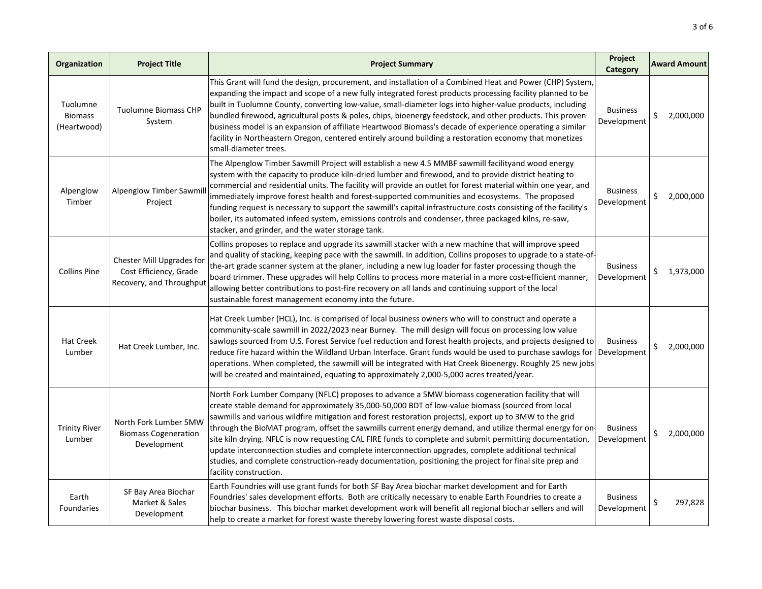| Organization | Project Title | Project Summary | Project Category | Award Amount |
|---|---|---|---|---|
| Tuolumne Biomass (Heartwood) | Tuolumne Biomass CHP System | This Grant will fund the design, procurement, and installation of a Combined Heat and Power (CHP) System, expanding the impact and scope of a new fully integrated forest products processing facility planned to be built in Tuolumne County, converting low-value, small-diameter logs into higher-value products, including bundled firewood, agricultural posts & poles, chips, bioenergy feedstock, and other products. This proven business model is an expansion of affiliate Heartwood Biomass's decade of experience operating a similar facility in Northeastern Oregon, centered entirely around building a restoration economy that monetizes small-diameter trees. | Business Development | $ 2,000,000 |
| Alpenglow Timber | Alpenglow Timber Sawmill Project | The Alpenglow Timber Sawmill Project will establish a new 4.5 MMBF sawmill facilityand wood energy system with the capacity to produce kiln-dried lumber and firewood, and to provide district heating to commercial and residential units. The facility will provide an outlet for forest material within one year, and immediately improve forest health and forest-supported communities and ecosystems. The proposed funding request is necessary to support the sawmill's capital infrastructure costs consisting of the facility's boiler, its automated infeed system, emissions controls and condenser, three packaged kilns, re-saw, stacker, and grinder, and the water storage tank. | Business Development | $ 2,000,000 |
| Collins Pine | Chester Mill Upgrades for Cost Efficiency, Grade Recovery, and Throughput | Collins proposes to replace and upgrade its sawmill stacker with a new machine that will improve speed and quality of stacking, keeping pace with the sawmill. In addition, Collins proposes to upgrade to a state-of-the-art grade scanner system at the planer, including a new lug loader for faster processing though the board trimmer. These upgrades will help Collins to process more material in a more cost-efficient manner, allowing better contributions to post-fire recovery on all lands and continuing support of the local sustainable forest management economy into the future. | Business Development | $ 1,973,000 |
| Hat Creek Lumber | Hat Creek Lumber, Inc. | Hat Creek Lumber (HCL), Inc. is comprised of local business owners who will to construct and operate a community-scale sawmill in 2022/2023 near Burney. The mill design will focus on processing low value sawlogs sourced from U.S. Forest Service fuel reduction and forest health projects, and projects designed to reduce fire hazard within the Wildland Urban Interface. Grant funds would be used to purchase sawlogs for operations. When completed, the sawmill will be integrated with Hat Creek Bioenergy. Roughly 25 new jobs will be created and maintained, equating to approximately 2,000-5,000 acres treated/year. | Business Development | $ 2,000,000 |
| Trinity River Lumber | North Fork Lumber 5MW Biomass Cogeneration Development | North Fork Lumber Company (NFLC) proposes to advance a 5MW biomass cogeneration facility that will create stable demand for approximately 35,000-50,000 BDT of low-value biomass (sourced from local sawmills and various wildfire mitigation and forest restoration projects), export up to 3MW to the grid through the BioMAT program, offset the sawmills current energy demand, and utilize thermal energy for on-site kiln drying. NFLC is now requesting CAL FIRE funds to complete and submit permitting documentation, update interconnection studies and complete interconnection upgrades, complete additional technical studies, and complete construction-ready documentation, positioning the project for final site prep and facility construction. | Business Development | $ 2,000,000 |
| Earth Foundaries | SF Bay Area Biochar Market & Sales Development | Earth Foundries will use grant funds for both SF Bay Area biochar market development and for Earth Foundries' sales development efforts. Both are critically necessary to enable Earth Foundries to create a biochar business. This biochar market development work will benefit all regional biochar sellers and will help to create a market for forest waste thereby lowering forest waste disposal costs. | Business Development | $ 297,828 |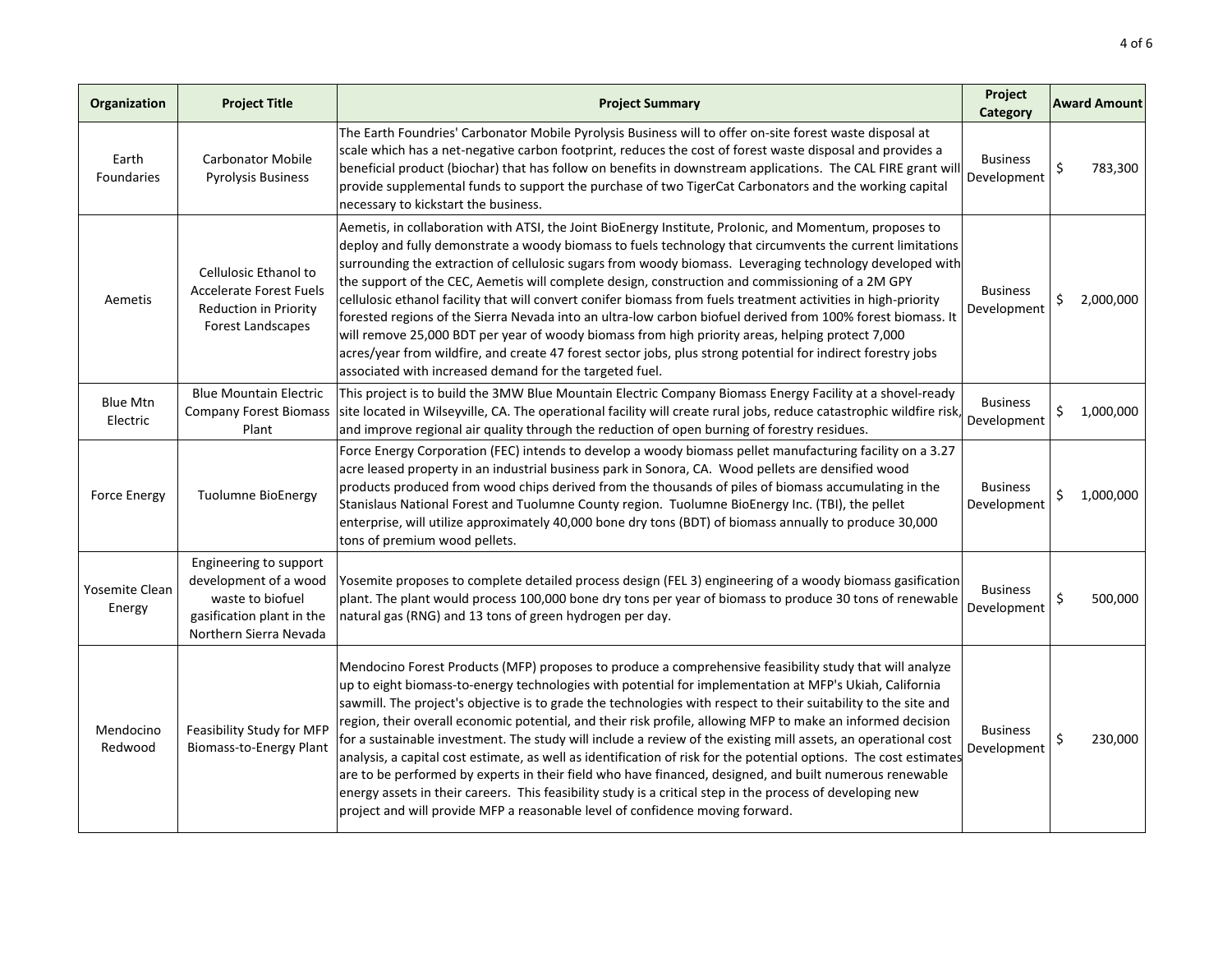| Organization | Project Title | Project Summary | Project Category | Award Amount |
|---|---|---|---|---|
| Earth Foundaries | Carbonator Mobile Pyrolysis Business | The Earth Foundries' Carbonator Mobile Pyrolysis Business will to offer on-site forest waste disposal at scale which has a net-negative carbon footprint, reduces the cost of forest waste disposal and provides a beneficial product (biochar) that has follow on benefits in downstream applications. The CAL FIRE grant will provide supplemental funds to support the purchase of two TigerCat Carbonators and the working capital necessary to kickstart the business. | Business Development | $ 783,300 |
| Aemetis | Cellulosic Ethanol to Accelerate Forest Fuels Reduction in Priority Forest Landscapes | Aemetis, in collaboration with ATSI, the Joint BioEnergy Institute, ProIonic, and Momentum, proposes to deploy and fully demonstrate a woody biomass to fuels technology that circumvents the current limitations surrounding the extraction of cellulosic sugars from woody biomass. Leveraging technology developed with the support of the CEC, Aemetis will complete design, construction and commissioning of a 2M GPY cellulosic ethanol facility that will convert conifer biomass from fuels treatment activities in high-priority forested regions of the Sierra Nevada into an ultra-low carbon biofuel derived from 100% forest biomass. It will remove 25,000 BDT per year of woody biomass from high priority areas, helping protect 7,000 acres/year from wildfire, and create 47 forest sector jobs, plus strong potential for indirect forestry jobs associated with increased demand for the targeted fuel. | Business Development | $ 2,000,000 |
| Blue Mtn Electric | Blue Mountain Electric Company Forest Biomass Plant | This project is to build the 3MW Blue Mountain Electric Company Biomass Energy Facility at a shovel-ready site located in Wilseyville, CA. The operational facility will create rural jobs, reduce catastrophic wildfire risk, and improve regional air quality through the reduction of open burning of forestry residues. | Business Development | $ 1,000,000 |
| Force Energy | Tuolumne BioEnergy | Force Energy Corporation (FEC) intends to develop a woody biomass pellet manufacturing facility on a 3.27 acre leased property in an industrial business park in Sonora, CA. Wood pellets are densified wood products produced from wood chips derived from the thousands of piles of biomass accumulating in the Stanislaus National Forest and Tuolumne County region. Tuolumne BioEnergy Inc. (TBI), the pellet enterprise, will utilize approximately 40,000 bone dry tons (BDT) of biomass annually to produce 30,000 tons of premium wood pellets. | Business Development | $ 1,000,000 |
| Yosemite Clean Energy | Engineering to support development of a wood waste to biofuel gasification plant in the Northern Sierra Nevada | Yosemite proposes to complete detailed process design (FEL 3) engineering of a woody biomass gasification plant. The plant would process 100,000 bone dry tons per year of biomass to produce 30 tons of renewable natural gas (RNG) and 13 tons of green hydrogen per day. | Business Development | $ 500,000 |
| Mendocino Redwood | Feasibility Study for MFP Biomass-to-Energy Plant | Mendocino Forest Products (MFP) proposes to produce a comprehensive feasibility study that will analyze up to eight biomass-to-energy technologies with potential for implementation at MFP's Ukiah, California sawmill. The project's objective is to grade the technologies with respect to their suitability to the site and region, their overall economic potential, and their risk profile, allowing MFP to make an informed decision for a sustainable investment. The study will include a review of the existing mill assets, an operational cost analysis, a capital cost estimate, as well as identification of risk for the potential options. The cost estimates are to be performed by experts in their field who have financed, designed, and built numerous renewable energy assets in their careers. This feasibility study is a critical step in the process of developing new project and will provide MFP a reasonable level of confidence moving forward. | Business Development | $ 230,000 |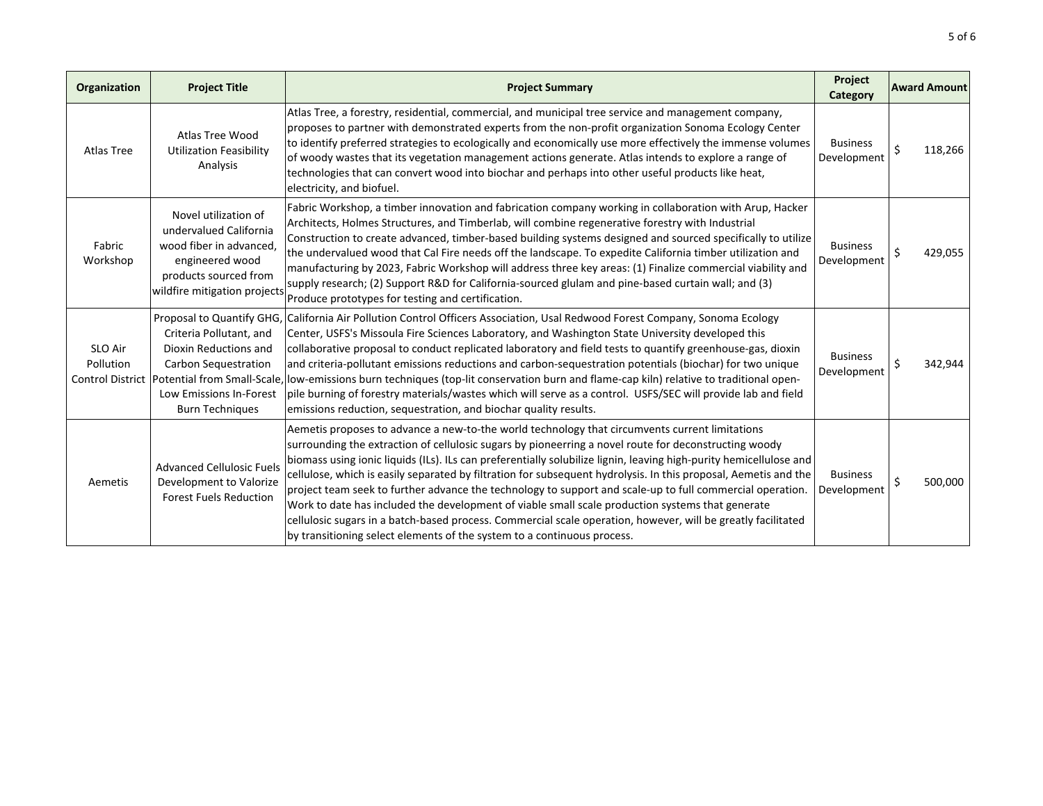| Organization | Project Title | Project Summary | Project Category | Award Amount |
|---|---|---|---|---|
| Atlas Tree | Atlas Tree Wood Utilization Feasibility Analysis | Atlas Tree, a forestry, residential, commercial, and municipal tree service and management company, proposes to partner with demonstrated experts from the non-profit organization Sonoma Ecology Center to identify preferred strategies to ecologically and economically use more effectively the immense volumes of woody wastes that its vegetation management actions generate. Atlas intends to explore a range of technologies that can convert wood into biochar and perhaps into other useful products like heat, electricity, and biofuel. | Business Development | $ 118,266 |
| Fabric Workshop | Novel utilization of undervalued California wood fiber in advanced, engineered wood products sourced from wildfire mitigation projects | Fabric Workshop, a timber innovation and fabrication company working in collaboration with Arup, Hacker Architects, Holmes Structures, and Timberlab, will combine regenerative forestry with Industrial Construction to create advanced, timber-based building systems designed and sourced specifically to utilize the undervalued wood that Cal Fire needs off the landscape. To expedite California timber utilization and manufacturing by 2023, Fabric Workshop will address three key areas: (1) Finalize commercial viability and supply research; (2) Support R&D for California-sourced glulam and pine-based curtain wall; and (3) Produce prototypes for testing and certification. | Business Development | $ 429,055 |
| SLO Air Pollution Control District | Proposal to Quantify GHG, Criteria Pollutant, and Dioxin Reductions and Carbon Sequestration Potential from Small-Scale, Low Emissions In-Forest Burn Techniques | California Air Pollution Control Officers Association, Usal Redwood Forest Company, Sonoma Ecology Center, USFS's Missoula Fire Sciences Laboratory, and Washington State University developed this collaborative proposal to conduct replicated laboratory and field tests to quantify greenhouse-gas, dioxin and criteria-pollutant emissions reductions and carbon-sequestration potentials (biochar) for two unique low-emissions burn techniques (top-lit conservation burn and flame-cap kiln) relative to traditional open-pile burning of forestry materials/wastes which will serve as a control. USFS/SEC will provide lab and field emissions reduction, sequestration, and biochar quality results. | Business Development | $ 342,944 |
| Aemetis | Advanced Cellulosic Fuels Development to Valorize Forest Fuels Reduction | Aemetis proposes to advance a new-to-the world technology that circumvents current limitations surrounding the extraction of cellulosic sugars by pioneerring a novel route for deconstructing woody biomass using ionic liquids (ILs). ILs can preferentially solubilize lignin, leaving high-purity hemicellulose and cellulose, which is easily separated by filtration for subsequent hydrolysis. In this proposal, Aemetis and the project team seek to further advance the technology to support and scale-up to full commercial operation. Work to date has included the development of viable small scale production systems that generate cellulosic sugars in a batch-based process. Commercial scale operation, however, will be greatly facilitated by transitioning select elements of the system to a continuous process. | Business Development | $ 500,000 |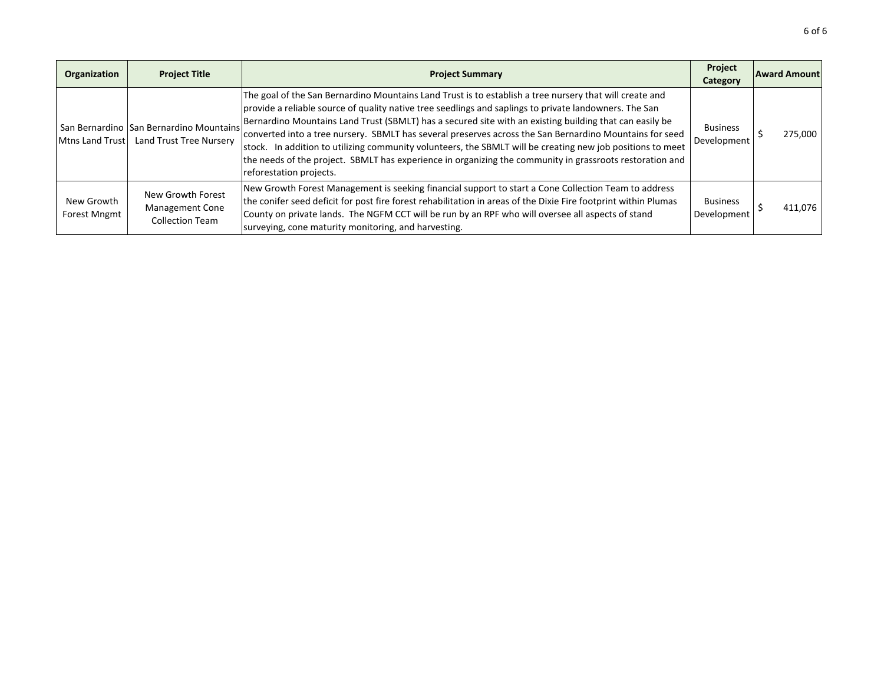| Organization | Project Title | Project Summary | Project Category | Award Amount |
|---|---|---|---|---|
| San Bernardino Mtns Land Trust | San Bernardino Mountains Land Trust Tree Nursery | The goal of the San Bernardino Mountains Land Trust is to establish a tree nursery that will create and provide a reliable source of quality native tree seedlings and saplings to private landowners. The San Bernardino Mountains Land Trust (SBMLT) has a secured site with an existing building that can easily be converted into a tree nursery. SBMLT has several preserves across the San Bernardino Mountains for seed stock. In addition to utilizing community volunteers, the SBMLT will be creating new job positions to meet the needs of the project. SBMLT has experience in organizing the community in grassroots restoration and reforestation projects. | Business Development | $ 275,000 |
| New Growth Forest Mngmt | New Growth Forest Management Cone Collection Team | New Growth Forest Management is seeking financial support to start a Cone Collection Team to address the conifer seed deficit for post fire forest rehabilitation in areas of the Dixie Fire footprint within Plumas County on private lands. The NGFM CCT will be run by an RPF who will oversee all aspects of stand surveying, cone maturity monitoring, and harvesting. | Business Development | $ 411,076 |